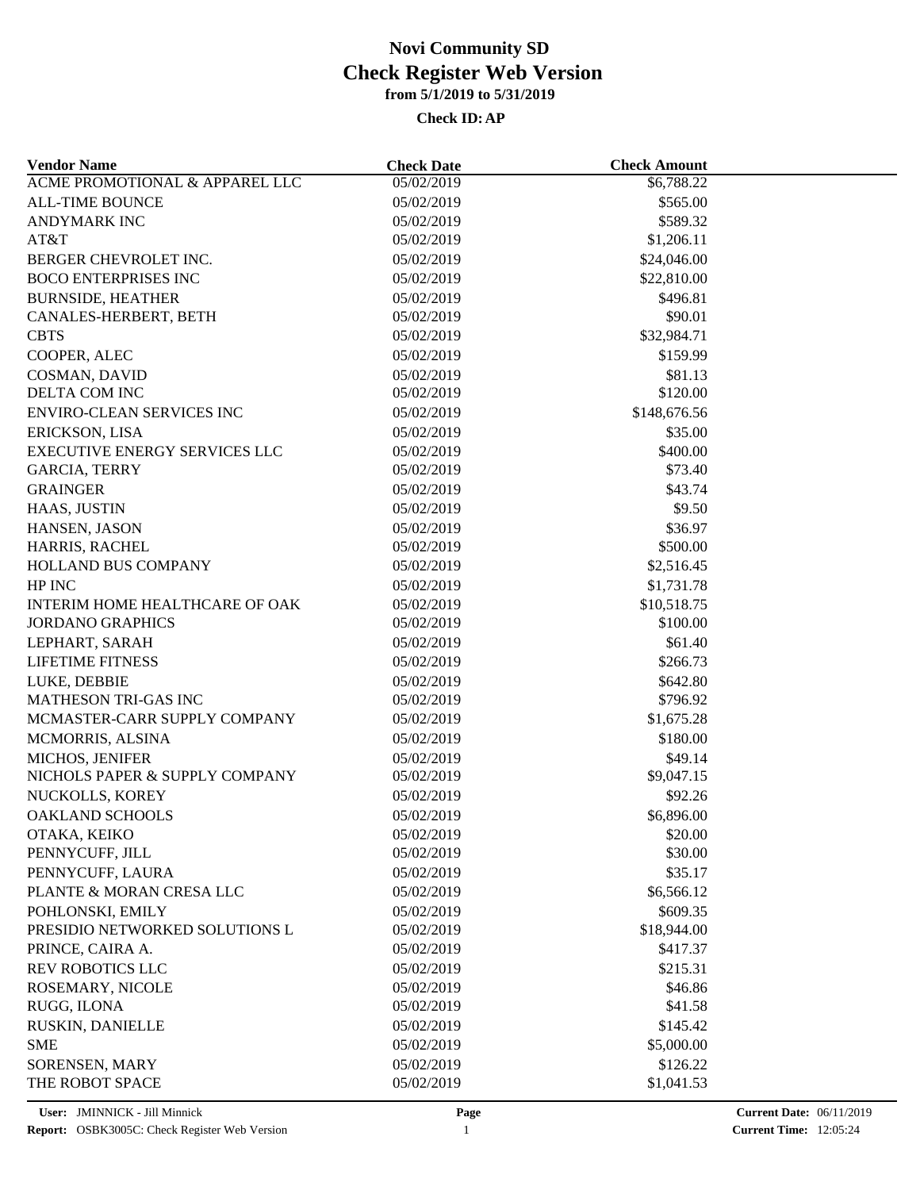# Novi Community SD
## Check Register Web Version
### from 5/1/2019 to 5/31/2019

**Check ID: AP**

| Vendor Name | Check Date | Check Amount |
|---|---|---|
| ACME PROMOTIONAL & APPAREL LLC | 05/02/2019 | $6,788.22 |
| ALL-TIME BOUNCE | 05/02/2019 | $565.00 |
| ANDYMARK INC | 05/02/2019 | $589.32 |
| AT&T | 05/02/2019 | $1,206.11 |
| BERGER CHEVROLET INC. | 05/02/2019 | $24,046.00 |
| BOCO ENTERPRISES INC | 05/02/2019 | $22,810.00 |
| BURNSIDE, HEATHER | 05/02/2019 | $496.81 |
| CANALES-HERBERT, BETH | 05/02/2019 | $90.01 |
| CBTS | 05/02/2019 | $32,984.71 |
| COOPER, ALEC | 05/02/2019 | $159.99 |
| COSMAN, DAVID | 05/02/2019 | $81.13 |
| DELTA COM INC | 05/02/2019 | $120.00 |
| ENVIRO-CLEAN SERVICES INC | 05/02/2019 | $148,676.56 |
| ERICKSON, LISA | 05/02/2019 | $35.00 |
| EXECUTIVE ENERGY SERVICES LLC | 05/02/2019 | $400.00 |
| GARCIA, TERRY | 05/02/2019 | $73.40 |
| GRAINGER | 05/02/2019 | $43.74 |
| HAAS, JUSTIN | 05/02/2019 | $9.50 |
| HANSEN, JASON | 05/02/2019 | $36.97 |
| HARRIS, RACHEL | 05/02/2019 | $500.00 |
| HOLLAND BUS COMPANY | 05/02/2019 | $2,516.45 |
| HP INC | 05/02/2019 | $1,731.78 |
| INTERIM HOME HEALTHCARE OF OAK | 05/02/2019 | $10,518.75 |
| JORDANO GRAPHICS | 05/02/2019 | $100.00 |
| LEPHART, SARAH | 05/02/2019 | $61.40 |
| LIFETIME FITNESS | 05/02/2019 | $266.73 |
| LUKE, DEBBIE | 05/02/2019 | $642.80 |
| MATHESON TRI-GAS INC | 05/02/2019 | $796.92 |
| MCMASTER-CARR SUPPLY COMPANY | 05/02/2019 | $1,675.28 |
| MCMORRIS, ALSINA | 05/02/2019 | $180.00 |
| MICHOS, JENIFER | 05/02/2019 | $49.14 |
| NICHOLS PAPER & SUPPLY COMPANY | 05/02/2019 | $9,047.15 |
| NUCKOLLS, KOREY | 05/02/2019 | $92.26 |
| OAKLAND SCHOOLS | 05/02/2019 | $6,896.00 |
| OTAKA, KEIKO | 05/02/2019 | $20.00 |
| PENNYCUFF, JILL | 05/02/2019 | $30.00 |
| PENNYCUFF, LAURA | 05/02/2019 | $35.17 |
| PLANTE & MORAN CRESA LLC | 05/02/2019 | $6,566.12 |
| POHLONSKI, EMILY | 05/02/2019 | $609.35 |
| PRESIDIO NETWORKED SOLUTIONS L | 05/02/2019 | $18,944.00 |
| PRINCE, CAIRA A. | 05/02/2019 | $417.37 |
| REV ROBOTICS LLC | 05/02/2019 | $215.31 |
| ROSEMARY, NICOLE | 05/02/2019 | $46.86 |
| RUGG, ILONA | 05/02/2019 | $41.58 |
| RUSKIN, DANIELLE | 05/02/2019 | $145.42 |
| SME | 05/02/2019 | $5,000.00 |
| SORENSEN, MARY | 05/02/2019 | $126.22 |
| THE ROBOT SPACE | 05/02/2019 | $1,041.53 |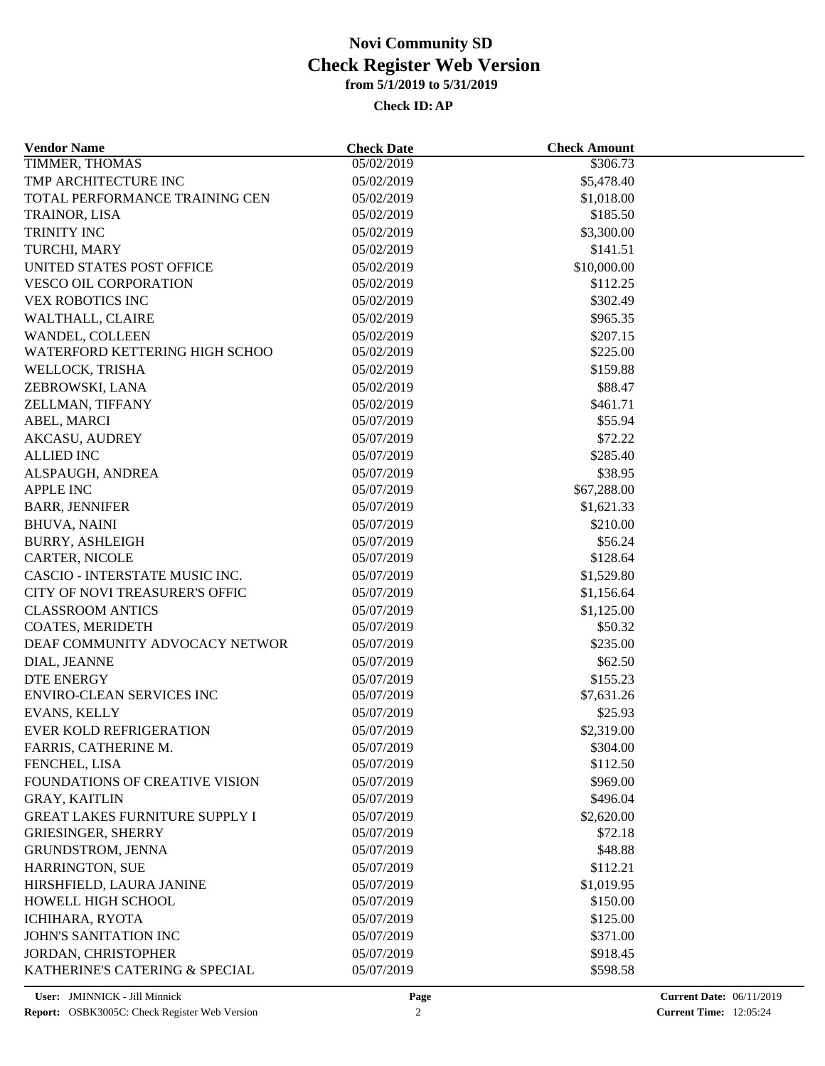# Novi Community SD
## Check Register Web Version
### from 5/1/2019 to 5/31/2019

**Check ID: AP**

| Vendor Name | Check Date | Check Amount |
|---|---|---|
| TIMMER, THOMAS | 05/02/2019 | $306.73 |
| TMP ARCHITECTURE INC | 05/02/2019 | $5,478.40 |
| TOTAL PERFORMANCE TRAINING CEN | 05/02/2019 | $1,018.00 |
| TRAINOR, LISA | 05/02/2019 | $185.50 |
| TRINITY INC | 05/02/2019 | $3,300.00 |
| TURCHI, MARY | 05/02/2019 | $141.51 |
| UNITED STATES POST OFFICE | 05/02/2019 | $10,000.00 |
| VESCO OIL CORPORATION | 05/02/2019 | $112.25 |
| VEX ROBOTICS INC | 05/02/2019 | $302.49 |
| WALTHALL, CLAIRE | 05/02/2019 | $965.35 |
| WANDEL, COLLEEN | 05/02/2019 | $207.15 |
| WATERFORD KETTERING HIGH SCHOO | 05/02/2019 | $225.00 |
| WELLOCK, TRISHA | 05/02/2019 | $159.88 |
| ZEBROWSKI, LANA | 05/02/2019 | $88.47 |
| ZELLMAN, TIFFANY | 05/02/2019 | $461.71 |
| ABEL, MARCI | 05/07/2019 | $55.94 |
| AKCASU, AUDREY | 05/07/2019 | $72.22 |
| ALLIED INC | 05/07/2019 | $285.40 |
| ALSPAUGH, ANDREA | 05/07/2019 | $38.95 |
| APPLE INC | 05/07/2019 | $67,288.00 |
| BARR, JENNIFER | 05/07/2019 | $1,621.33 |
| BHUVA, NAINI | 05/07/2019 | $210.00 |
| BURRY, ASHLEIGH | 05/07/2019 | $56.24 |
| CARTER, NICOLE | 05/07/2019 | $128.64 |
| CASCIO - INTERSTATE MUSIC INC. | 05/07/2019 | $1,529.80 |
| CITY OF NOVI TREASURER'S OFFIC | 05/07/2019 | $1,156.64 |
| CLASSROOM ANTICS | 05/07/2019 | $1,125.00 |
| COATES, MERIDETH | 05/07/2019 | $50.32 |
| DEAF COMMUNITY ADVOCACY NETWOR | 05/07/2019 | $235.00 |
| DIAL, JEANNE | 05/07/2019 | $62.50 |
| DTE ENERGY | 05/07/2019 | $155.23 |
| ENVIRO-CLEAN SERVICES INC | 05/07/2019 | $7,631.26 |
| EVANS, KELLY | 05/07/2019 | $25.93 |
| EVER KOLD REFRIGERATION | 05/07/2019 | $2,319.00 |
| FARRIS, CATHERINE M. | 05/07/2019 | $304.00 |
| FENCHEL, LISA | 05/07/2019 | $112.50 |
| FOUNDATIONS OF CREATIVE VISION | 05/07/2019 | $969.00 |
| GRAY, KAITLIN | 05/07/2019 | $496.04 |
| GREAT LAKES FURNITURE SUPPLY I | 05/07/2019 | $2,620.00 |
| GRIESINGER, SHERRY | 05/07/2019 | $72.18 |
| GRUNDSTROM, JENNA | 05/07/2019 | $48.88 |
| HARRINGTON, SUE | 05/07/2019 | $112.21 |
| HIRSHFIELD, LAURA JANINE | 05/07/2019 | $1,019.95 |
| HOWELL HIGH SCHOOL | 05/07/2019 | $150.00 |
| ICHIHARA, RYOTA | 05/07/2019 | $125.00 |
| JOHN'S SANITATION INC | 05/07/2019 | $371.00 |
| JORDAN, CHRISTOPHER | 05/07/2019 | $918.45 |
| KATHERINE'S CATERING & SPECIAL | 05/07/2019 | $598.58 |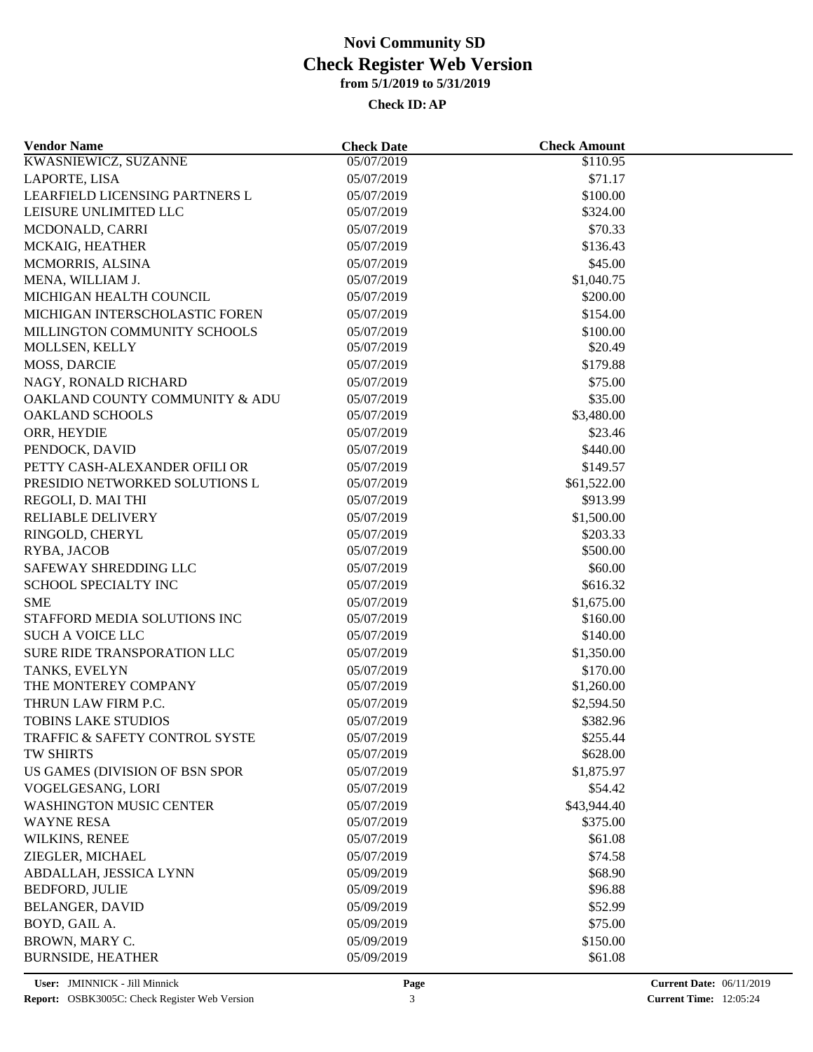# Novi Community SD
# Check Register Web Version
### from 5/1/2019 to 5/31/2019
### Check ID: AP

| Vendor Name | Check Date | Check Amount |
|---|---|---|
| KWASNIEWICZ, SUZANNE | 05/07/2019 | $110.95 |
| LAPORTE, LISA | 05/07/2019 | $71.17 |
| LEARFIELD LICENSING PARTNERS L | 05/07/2019 | $100.00 |
| LEISURE UNLIMITED LLC | 05/07/2019 | $324.00 |
| MCDONALD, CARRI | 05/07/2019 | $70.33 |
| MCKAIG, HEATHER | 05/07/2019 | $136.43 |
| MCMORRIS, ALSINA | 05/07/2019 | $45.00 |
| MENA, WILLIAM J. | 05/07/2019 | $1,040.75 |
| MICHIGAN HEALTH COUNCIL | 05/07/2019 | $200.00 |
| MICHIGAN INTERSCHOLASTIC FOREN | 05/07/2019 | $154.00 |
| MILLINGTON COMMUNITY SCHOOLS | 05/07/2019 | $100.00 |
| MOLLSEN, KELLY | 05/07/2019 | $20.49 |
| MOSS, DARCIE | 05/07/2019 | $179.88 |
| NAGY, RONALD RICHARD | 05/07/2019 | $75.00 |
| OAKLAND COUNTY COMMUNITY & ADU | 05/07/2019 | $35.00 |
| OAKLAND SCHOOLS | 05/07/2019 | $3,480.00 |
| ORR, HEYDIE | 05/07/2019 | $23.46 |
| PENDOCK, DAVID | 05/07/2019 | $440.00 |
| PETTY CASH-ALEXANDER OFILI OR | 05/07/2019 | $149.57 |
| PRESIDIO NETWORKED SOLUTIONS L | 05/07/2019 | $61,522.00 |
| REGOLI, D. MAI THI | 05/07/2019 | $913.99 |
| RELIABLE DELIVERY | 05/07/2019 | $1,500.00 |
| RINGOLD, CHERYL | 05/07/2019 | $203.33 |
| RYBA, JACOB | 05/07/2019 | $500.00 |
| SAFEWAY SHREDDING LLC | 05/07/2019 | $60.00 |
| SCHOOL SPECIALTY INC | 05/07/2019 | $616.32 |
| SME | 05/07/2019 | $1,675.00 |
| STAFFORD MEDIA SOLUTIONS INC | 05/07/2019 | $160.00 |
| SUCH A VOICE LLC | 05/07/2019 | $140.00 |
| SURE RIDE TRANSPORATION LLC | 05/07/2019 | $1,350.00 |
| TANKS, EVELYN | 05/07/2019 | $170.00 |
| THE MONTEREY COMPANY | 05/07/2019 | $1,260.00 |
| THRUN LAW FIRM P.C. | 05/07/2019 | $2,594.50 |
| TOBINS LAKE STUDIOS | 05/07/2019 | $382.96 |
| TRAFFIC & SAFETY CONTROL SYSTE | 05/07/2019 | $255.44 |
| TW SHIRTS | 05/07/2019 | $628.00 |
| US GAMES (DIVISION OF BSN SPOR | 05/07/2019 | $1,875.97 |
| VOGELGESANG, LORI | 05/07/2019 | $54.42 |
| WASHINGTON MUSIC CENTER | 05/07/2019 | $43,944.40 |
| WAYNE RESA | 05/07/2019 | $375.00 |
| WILKINS, RENEE | 05/07/2019 | $61.08 |
| ZIEGLER, MICHAEL | 05/07/2019 | $74.58 |
| ABDALLAH, JESSICA LYNN | 05/09/2019 | $68.90 |
| BEDFORD, JULIE | 05/09/2019 | $96.88 |
| BELANGER, DAVID | 05/09/2019 | $52.99 |
| BOYD, GAIL A. | 05/09/2019 | $75.00 |
| BROWN, MARY C. | 05/09/2019 | $150.00 |
| BURNSIDE, HEATHER | 05/09/2019 | $61.08 |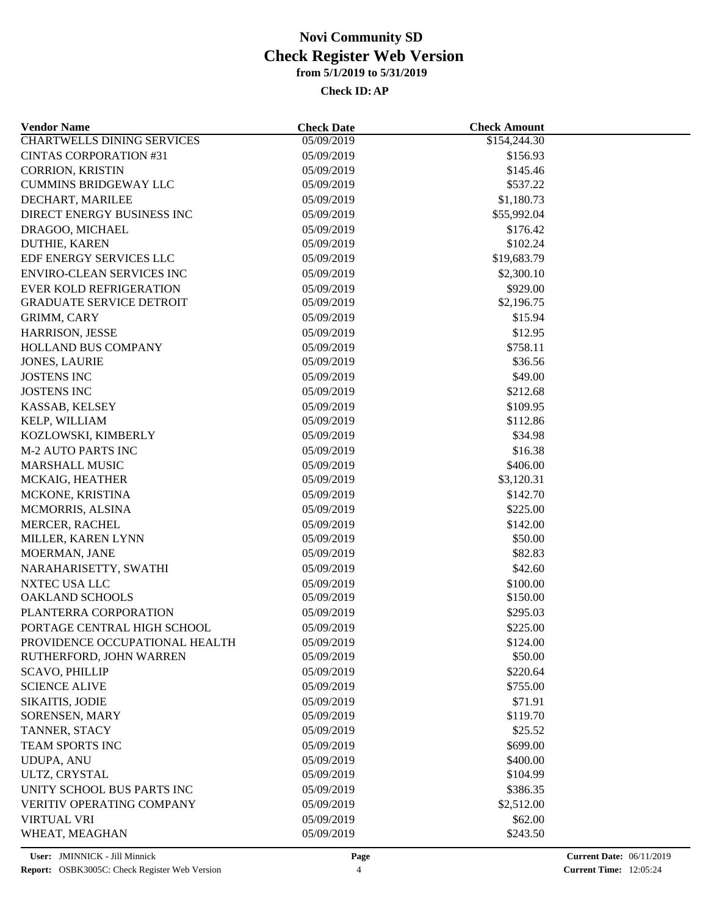# Novi Community SD
# Check Register Web Version
### from 5/1/2019 to 5/31/2019
#### Check ID: AP

| Vendor Name | Check Date | Check Amount |
|---|---|---|
| CHARTWELLS DINING SERVICES | 05/09/2019 | $154,244.30 |
| CINTAS CORPORATION #31 | 05/09/2019 | $156.93 |
| CORRION, KRISTIN | 05/09/2019 | $145.46 |
| CUMMINS BRIDGEWAY LLC | 05/09/2019 | $537.22 |
| DECHART, MARILEE | 05/09/2019 | $1,180.73 |
| DIRECT ENERGY BUSINESS INC | 05/09/2019 | $55,992.04 |
| DRAGOO, MICHAEL | 05/09/2019 | $176.42 |
| DUTHIE, KAREN | 05/09/2019 | $102.24 |
| EDF ENERGY SERVICES LLC | 05/09/2019 | $19,683.79 |
| ENVIRO-CLEAN SERVICES INC | 05/09/2019 | $2,300.10 |
| EVER KOLD REFRIGERATION | 05/09/2019 | $929.00 |
| GRADUATE SERVICE DETROIT | 05/09/2019 | $2,196.75 |
| GRIMM, CARY | 05/09/2019 | $15.94 |
| HARRISON, JESSE | 05/09/2019 | $12.95 |
| HOLLAND BUS COMPANY | 05/09/2019 | $758.11 |
| JONES, LAURIE | 05/09/2019 | $36.56 |
| JOSTENS INC | 05/09/2019 | $49.00 |
| JOSTENS INC | 05/09/2019 | $212.68 |
| KASSAB, KELSEY | 05/09/2019 | $109.95 |
| KELP, WILLIAM | 05/09/2019 | $112.86 |
| KOZLOWSKI, KIMBERLY | 05/09/2019 | $34.98 |
| M-2 AUTO PARTS INC | 05/09/2019 | $16.38 |
| MARSHALL MUSIC | 05/09/2019 | $406.00 |
| MCKAIG, HEATHER | 05/09/2019 | $3,120.31 |
| MCKONE, KRISTINA | 05/09/2019 | $142.70 |
| MCMORRIS, ALSINA | 05/09/2019 | $225.00 |
| MERCER, RACHEL | 05/09/2019 | $142.00 |
| MILLER, KAREN LYNN | 05/09/2019 | $50.00 |
| MOERMAN, JANE | 05/09/2019 | $82.83 |
| NARAHARISETTY, SWATHI | 05/09/2019 | $42.60 |
| NXTEC USA LLC | 05/09/2019 | $100.00 |
| OAKLAND SCHOOLS | 05/09/2019 | $150.00 |
| PLANTERRA CORPORATION | 05/09/2019 | $295.03 |
| PORTAGE CENTRAL HIGH SCHOOL | 05/09/2019 | $225.00 |
| PROVIDENCE OCCUPATIONAL HEALTH | 05/09/2019 | $124.00 |
| RUTHERFORD, JOHN WARREN | 05/09/2019 | $50.00 |
| SCAVO, PHILLIP | 05/09/2019 | $220.64 |
| SCIENCE ALIVE | 05/09/2019 | $755.00 |
| SIKAITIS, JODIE | 05/09/2019 | $71.91 |
| SORENSEN, MARY | 05/09/2019 | $119.70 |
| TANNER, STACY | 05/09/2019 | $25.52 |
| TEAM SPORTS INC | 05/09/2019 | $699.00 |
| UDUPA, ANU | 05/09/2019 | $400.00 |
| ULTZ, CRYSTAL | 05/09/2019 | $104.99 |
| UNITY SCHOOL BUS PARTS INC | 05/09/2019 | $386.35 |
| VERITIV OPERATING COMPANY | 05/09/2019 | $2,512.00 |
| VIRTUAL VRI | 05/09/2019 | $62.00 |
| WHEAT, MEAGHAN | 05/09/2019 | $243.50 |

User: JMINNICK - Jill Minnick
Report: OSBK3005C: Check Register Web Version
Current Date: 06/11/2019
Current Time: 12:05:24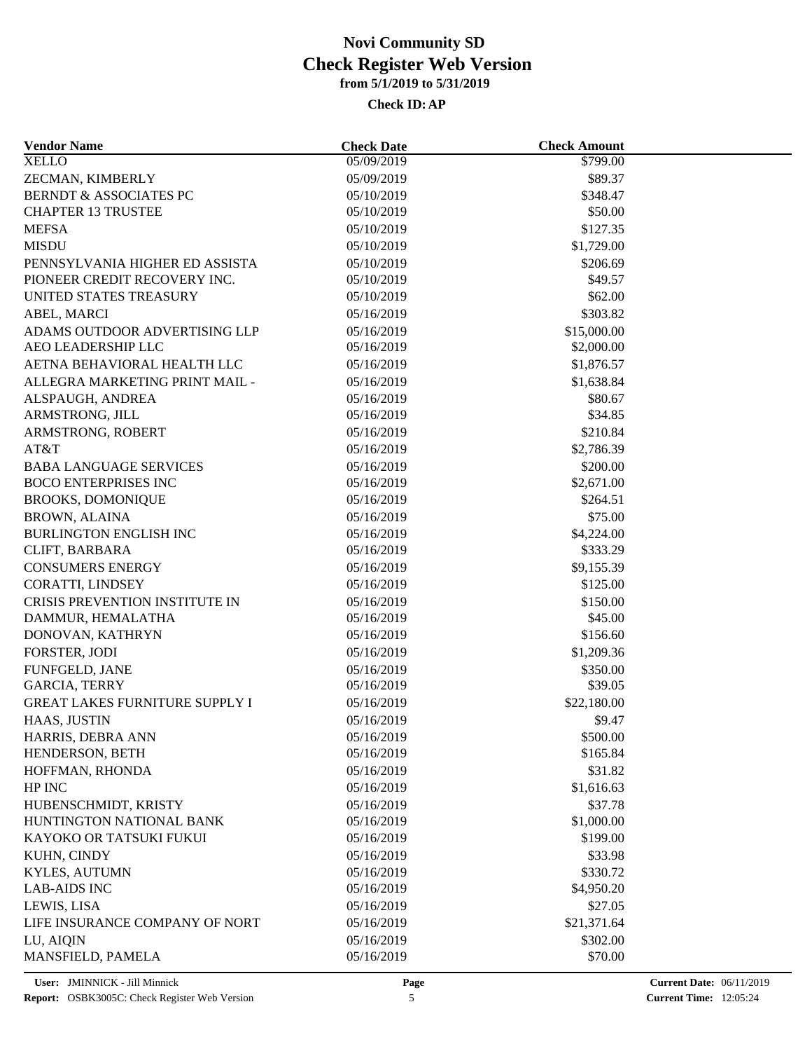# Novi Community SD
# Check Register Web Version
### from 5/1/2019 to 5/31/2019

**Check ID: AP**

| Vendor Name | Check Date | Check Amount |
|---|---|---|
| XELLO | 05/09/2019 | $799.00 |
| ZECMAN, KIMBERLY | 05/09/2019 | $89.37 |
| BERNDT & ASSOCIATES PC | 05/10/2019 | $348.47 |
| CHAPTER 13 TRUSTEE | 05/10/2019 | $50.00 |
| MEFSA | 05/10/2019 | $127.35 |
| MISDU | 05/10/2019 | $1,729.00 |
| PENNSYLVANIA HIGHER ED ASSISTA | 05/10/2019 | $206.69 |
| PIONEER CREDIT RECOVERY INC. | 05/10/2019 | $49.57 |
| UNITED STATES TREASURY | 05/10/2019 | $62.00 |
| ABEL, MARCI | 05/16/2019 | $303.82 |
| ADAMS OUTDOOR ADVERTISING LLP | 05/16/2019 | $15,000.00 |
| AEO LEADERSHIP LLC | 05/16/2019 | $2,000.00 |
| AETNA BEHAVIORAL HEALTH LLC | 05/16/2019 | $1,876.57 |
| ALLEGRA MARKETING PRINT MAIL - | 05/16/2019 | $1,638.84 |
| ALSPAUGH, ANDREA | 05/16/2019 | $80.67 |
| ARMSTRONG, JILL | 05/16/2019 | $34.85 |
| ARMSTRONG, ROBERT | 05/16/2019 | $210.84 |
| AT&T | 05/16/2019 | $2,786.39 |
| BABA LANGUAGE SERVICES | 05/16/2019 | $200.00 |
| BOCO ENTERPRISES INC | 05/16/2019 | $2,671.00 |
| BROOKS, DOMONIQUE | 05/16/2019 | $264.51 |
| BROWN, ALAINA | 05/16/2019 | $75.00 |
| BURLINGTON ENGLISH INC | 05/16/2019 | $4,224.00 |
| CLIFT, BARBARA | 05/16/2019 | $333.29 |
| CONSUMERS ENERGY | 05/16/2019 | $9,155.39 |
| CORATTI, LINDSEY | 05/16/2019 | $125.00 |
| CRISIS PREVENTION INSTITUTE IN | 05/16/2019 | $150.00 |
| DAMMUR, HEMALATHA | 05/16/2019 | $45.00 |
| DONOVAN, KATHRYN | 05/16/2019 | $156.60 |
| FORSTER, JODI | 05/16/2019 | $1,209.36 |
| FUNFGELD, JANE | 05/16/2019 | $350.00 |
| GARCIA, TERRY | 05/16/2019 | $39.05 |
| GREAT LAKES FURNITURE SUPPLY I | 05/16/2019 | $22,180.00 |
| HAAS, JUSTIN | 05/16/2019 | $9.47 |
| HARRIS, DEBRA ANN | 05/16/2019 | $500.00 |
| HENDERSON, BETH | 05/16/2019 | $165.84 |
| HOFFMAN, RHONDA | 05/16/2019 | $31.82 |
| HP INC | 05/16/2019 | $1,616.63 |
| HUBENSCHMIDT, KRISTY | 05/16/2019 | $37.78 |
| HUNTINGTON NATIONAL BANK | 05/16/2019 | $1,000.00 |
| KAYOKO OR TATSUKI FUKUI | 05/16/2019 | $199.00 |
| KUHN, CINDY | 05/16/2019 | $33.98 |
| KYLES, AUTUMN | 05/16/2019 | $330.72 |
| LAB-AIDS INC | 05/16/2019 | $4,950.20 |
| LEWIS, LISA | 05/16/2019 | $27.05 |
| LIFE INSURANCE COMPANY OF NORT | 05/16/2019 | $21,371.64 |
| LU, AIQIN | 05/16/2019 | $302.00 |
| MANSFIELD, PAMELA | 05/16/2019 | $70.00 |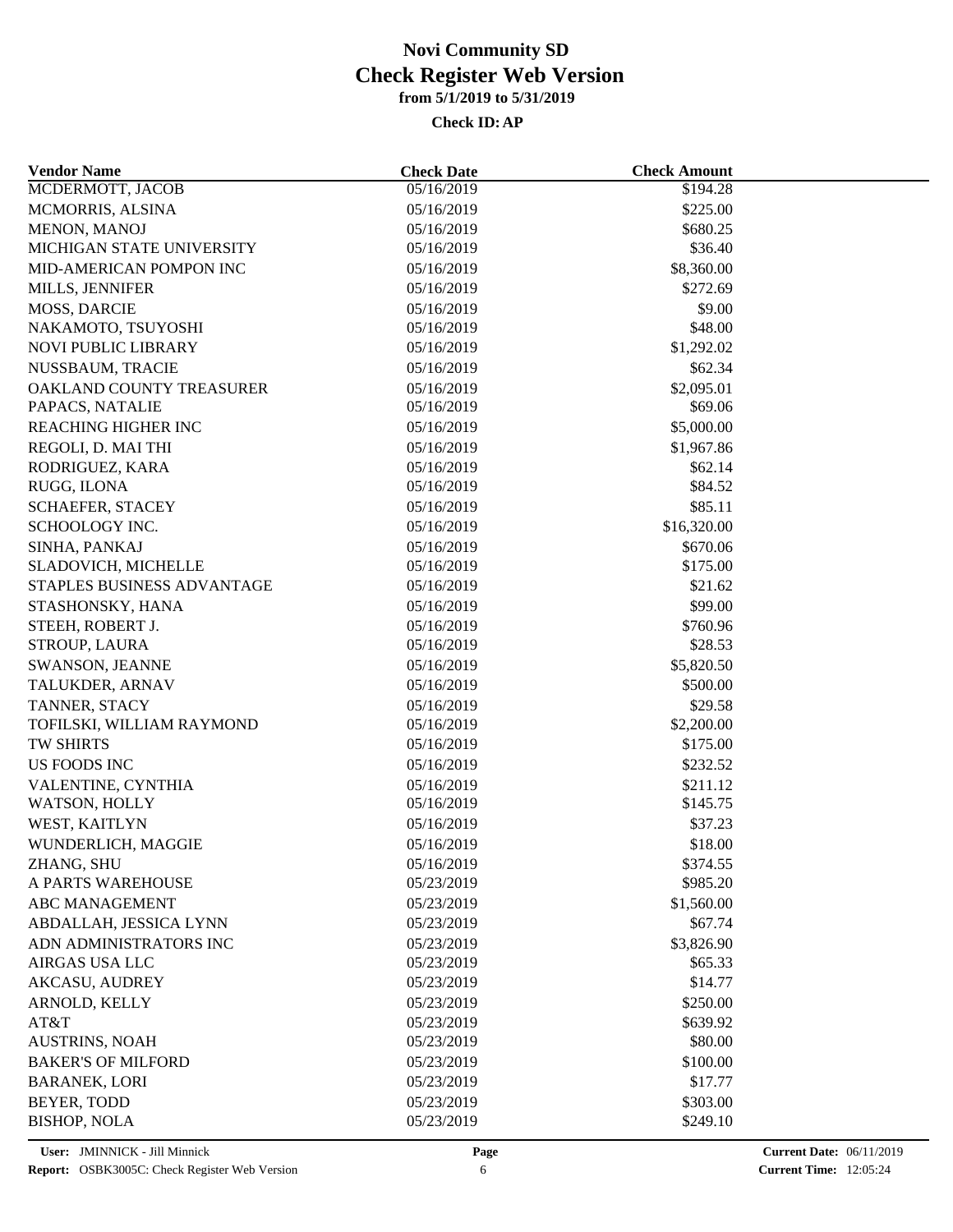# Novi Community SD
# Check Register Web Version
### from 5/1/2019 to 5/31/2019

**Check ID: AP**

| Vendor Name | Check Date | Check Amount |
|---|---|---|
| MCDERMOTT, JACOB | 05/16/2019 | $194.28 |
| MCMORRIS, ALSINA | 05/16/2019 | $225.00 |
| MENON, MANOJ | 05/16/2019 | $680.25 |
| MICHIGAN STATE UNIVERSITY | 05/16/2019 | $36.40 |
| MID-AMERICAN POMPON INC | 05/16/2019 | $8,360.00 |
| MILLS, JENNIFER | 05/16/2019 | $272.69 |
| MOSS, DARCIE | 05/16/2019 | $9.00 |
| NAKAMOTO, TSUYOSHI | 05/16/2019 | $48.00 |
| NOVI PUBLIC LIBRARY | 05/16/2019 | $1,292.02 |
| NUSSBAUM, TRACIE | 05/16/2019 | $62.34 |
| OAKLAND COUNTY TREASURER | 05/16/2019 | $2,095.01 |
| PAPACS, NATALIE | 05/16/2019 | $69.06 |
| REACHING HIGHER INC | 05/16/2019 | $5,000.00 |
| REGOLI, D. MAI THI | 05/16/2019 | $1,967.86 |
| RODRIGUEZ, KARA | 05/16/2019 | $62.14 |
| RUGG, ILONA | 05/16/2019 | $84.52 |
| SCHAEFER, STACEY | 05/16/2019 | $85.11 |
| SCHOOLOGY INC. | 05/16/2019 | $16,320.00 |
| SINHA, PANKAJ | 05/16/2019 | $670.06 |
| SLADOVICH, MICHELLE | 05/16/2019 | $175.00 |
| STAPLES BUSINESS ADVANTAGE | 05/16/2019 | $21.62 |
| STASHONSKY, HANA | 05/16/2019 | $99.00 |
| STEEH, ROBERT J. | 05/16/2019 | $760.96 |
| STROUP, LAURA | 05/16/2019 | $28.53 |
| SWANSON, JEANNE | 05/16/2019 | $5,820.50 |
| TALUKDER, ARNAV | 05/16/2019 | $500.00 |
| TANNER, STACY | 05/16/2019 | $29.58 |
| TOFILSKI, WILLIAM RAYMOND | 05/16/2019 | $2,200.00 |
| TW SHIRTS | 05/16/2019 | $175.00 |
| US FOODS INC | 05/16/2019 | $232.52 |
| VALENTINE, CYNTHIA | 05/16/2019 | $211.12 |
| WATSON, HOLLY | 05/16/2019 | $145.75 |
| WEST, KAITLYN | 05/16/2019 | $37.23 |
| WUNDERLICH, MAGGIE | 05/16/2019 | $18.00 |
| ZHANG, SHU | 05/16/2019 | $374.55 |
| A PARTS WAREHOUSE | 05/23/2019 | $985.20 |
| ABC MANAGEMENT | 05/23/2019 | $1,560.00 |
| ABDALLAH, JESSICA LYNN | 05/23/2019 | $67.74 |
| ADN ADMINISTRATORS INC | 05/23/2019 | $3,826.90 |
| AIRGAS USA LLC | 05/23/2019 | $65.33 |
| AKCASU, AUDREY | 05/23/2019 | $14.77 |
| ARNOLD, KELLY | 05/23/2019 | $250.00 |
| AT&T | 05/23/2019 | $639.92 |
| AUSTRINS, NOAH | 05/23/2019 | $80.00 |
| BAKER'S OF MILFORD | 05/23/2019 | $100.00 |
| BARANEK, LORI | 05/23/2019 | $17.77 |
| BEYER, TODD | 05/23/2019 | $303.00 |
| BISHOP, NOLA | 05/23/2019 | $249.10 |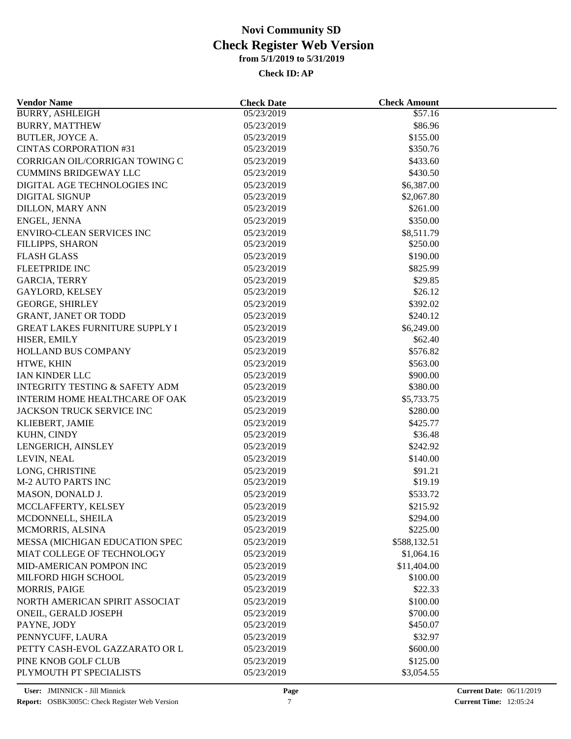# Novi Community SD
## Check Register Web Version
### from 5/1/2019 to 5/31/2019

**Check ID: AP**

| Vendor Name | Check Date | Check Amount |
|---|---|---|
| BURRY, ASHLEIGH | 05/23/2019 | $57.16 |
| BURRY, MATTHEW | 05/23/2019 | $86.96 |
| BUTLER, JOYCE A. | 05/23/2019 | $155.00 |
| CINTAS CORPORATION #31 | 05/23/2019 | $350.76 |
| CORRIGAN OIL/CORRIGAN TOWING C | 05/23/2019 | $433.60 |
| CUMMINS BRIDGEWAY LLC | 05/23/2019 | $430.50 |
| DIGITAL AGE TECHNOLOGIES INC | 05/23/2019 | $6,387.00 |
| DIGITAL SIGNUP | 05/23/2019 | $2,067.80 |
| DILLON, MARY ANN | 05/23/2019 | $261.00 |
| ENGEL, JENNA | 05/23/2019 | $350.00 |
| ENVIRO-CLEAN SERVICES INC | 05/23/2019 | $8,511.79 |
| FILLIPPS, SHARON | 05/23/2019 | $250.00 |
| FLASH GLASS | 05/23/2019 | $190.00 |
| FLEETPRIDE INC | 05/23/2019 | $825.99 |
| GARCIA, TERRY | 05/23/2019 | $29.85 |
| GAYLORD, KELSEY | 05/23/2019 | $26.12 |
| GEORGE, SHIRLEY | 05/23/2019 | $392.02 |
| GRANT, JANET OR TODD | 05/23/2019 | $240.12 |
| GREAT LAKES FURNITURE SUPPLY I | 05/23/2019 | $6,249.00 |
| HISER, EMILY | 05/23/2019 | $62.40 |
| HOLLAND BUS COMPANY | 05/23/2019 | $576.82 |
| HTWE, KHIN | 05/23/2019 | $563.00 |
| IAN KINDER LLC | 05/23/2019 | $900.00 |
| INTEGRITY TESTING & SAFETY ADM | 05/23/2019 | $380.00 |
| INTERIM HOME HEALTHCARE OF OAK | 05/23/2019 | $5,733.75 |
| JACKSON TRUCK SERVICE INC | 05/23/2019 | $280.00 |
| KLIEBERT, JAMIE | 05/23/2019 | $425.77 |
| KUHN, CINDY | 05/23/2019 | $36.48 |
| LENGERICH, AINSLEY | 05/23/2019 | $242.92 |
| LEVIN, NEAL | 05/23/2019 | $140.00 |
| LONG, CHRISTINE | 05/23/2019 | $91.21 |
| M-2 AUTO PARTS INC | 05/23/2019 | $19.19 |
| MASON, DONALD J. | 05/23/2019 | $533.72 |
| MCCLAFFERTY, KELSEY | 05/23/2019 | $215.92 |
| MCDONNELL, SHEILA | 05/23/2019 | $294.00 |
| MCMORRIS, ALSINA | 05/23/2019 | $225.00 |
| MESSA (MICHIGAN EDUCATION SPEC | 05/23/2019 | $588,132.51 |
| MIAT COLLEGE OF TECHNOLOGY | 05/23/2019 | $1,064.16 |
| MID-AMERICAN POMPON INC | 05/23/2019 | $11,404.00 |
| MILFORD HIGH SCHOOL | 05/23/2019 | $100.00 |
| MORRIS, PAIGE | 05/23/2019 | $22.33 |
| NORTH AMERICAN SPIRIT ASSOCIAT | 05/23/2019 | $100.00 |
| ONEIL, GERALD JOSEPH | 05/23/2019 | $700.00 |
| PAYNE, JODY | 05/23/2019 | $450.07 |
| PENNYCUFF, LAURA | 05/23/2019 | $32.97 |
| PETTY CASH-EVOL GAZZARATO OR L | 05/23/2019 | $600.00 |
| PINE KNOB GOLF CLUB | 05/23/2019 | $125.00 |
| PLYMOUTH PT SPECIALISTS | 05/23/2019 | $3,054.55 |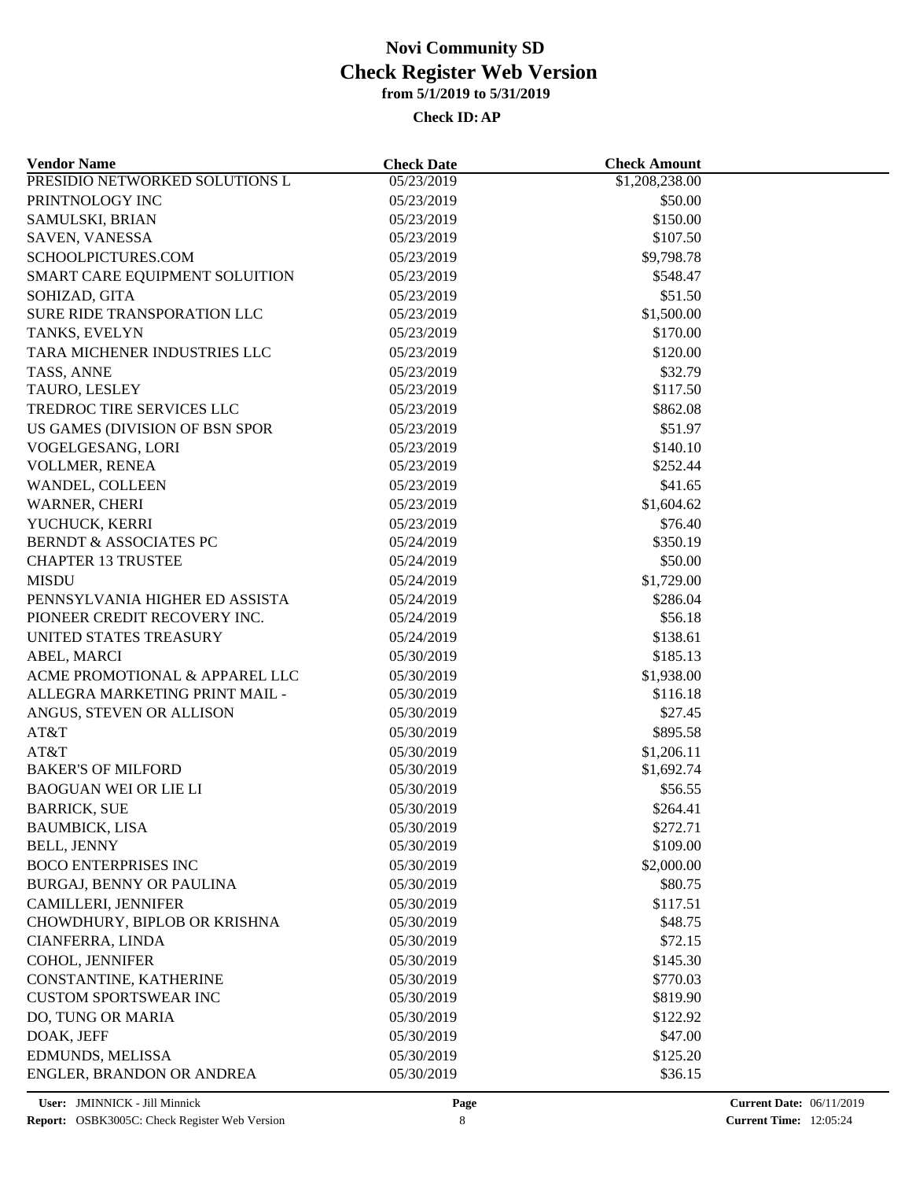# Novi Community SD
# Check Register Web Version
### from 5/1/2019 to 5/31/2019
#### Check ID: AP

| Vendor Name | Check Date | Check Amount |
|---|---|---|
| PRESIDIO NETWORKED SOLUTIONS L | 05/23/2019 | $1,208,238.00 |
| PRINTNOLOGY INC | 05/23/2019 | $50.00 |
| SAMULSKI, BRIAN | 05/23/2019 | $150.00 |
| SAVEN, VANESSA | 05/23/2019 | $107.50 |
| SCHOOLPICTURES.COM | 05/23/2019 | $9,798.78 |
| SMART CARE EQUIPMENT SOLUITION | 05/23/2019 | $548.47 |
| SOHIZAD, GITA | 05/23/2019 | $51.50 |
| SURE RIDE TRANSPORATION LLC | 05/23/2019 | $1,500.00 |
| TANKS, EVELYN | 05/23/2019 | $170.00 |
| TARA MICHENER INDUSTRIES LLC | 05/23/2019 | $120.00 |
| TASS, ANNE | 05/23/2019 | $32.79 |
| TAURO, LESLEY | 05/23/2019 | $117.50 |
| TREDROC TIRE SERVICES LLC | 05/23/2019 | $862.08 |
| US GAMES (DIVISION OF BSN SPOR | 05/23/2019 | $51.97 |
| VOGELGESANG, LORI | 05/23/2019 | $140.10 |
| VOLLMER, RENEA | 05/23/2019 | $252.44 |
| WANDEL, COLLEEN | 05/23/2019 | $41.65 |
| WARNER, CHERI | 05/23/2019 | $1,604.62 |
| YUCHUCK, KERRI | 05/23/2019 | $76.40 |
| BERNDT & ASSOCIATES PC | 05/24/2019 | $350.19 |
| CHAPTER 13 TRUSTEE | 05/24/2019 | $50.00 |
| MISDU | 05/24/2019 | $1,729.00 |
| PENNSYLVANIA HIGHER ED ASSISTA | 05/24/2019 | $286.04 |
| PIONEER CREDIT RECOVERY INC. | 05/24/2019 | $56.18 |
| UNITED STATES TREASURY | 05/24/2019 | $138.61 |
| ABEL, MARCI | 05/30/2019 | $185.13 |
| ACME PROMOTIONAL & APPAREL LLC | 05/30/2019 | $1,938.00 |
| ALLEGRA MARKETING PRINT MAIL - | 05/30/2019 | $116.18 |
| ANGUS, STEVEN OR ALLISON | 05/30/2019 | $27.45 |
| AT&T | 05/30/2019 | $895.58 |
| AT&T | 05/30/2019 | $1,206.11 |
| BAKER'S OF MILFORD | 05/30/2019 | $1,692.74 |
| BAOGUAN WEI OR LIE LI | 05/30/2019 | $56.55 |
| BARRICK, SUE | 05/30/2019 | $264.41 |
| BAUMBICK, LISA | 05/30/2019 | $272.71 |
| BELL, JENNY | 05/30/2019 | $109.00 |
| BOCO ENTERPRISES INC | 05/30/2019 | $2,000.00 |
| BURGAJ, BENNY OR PAULINA | 05/30/2019 | $80.75 |
| CAMILLERI, JENNIFER | 05/30/2019 | $117.51 |
| CHOWDHURY, BIPLOB OR KRISHNA | 05/30/2019 | $48.75 |
| CIANFERRA, LINDA | 05/30/2019 | $72.15 |
| COHOL, JENNIFER | 05/30/2019 | $145.30 |
| CONSTANTINE, KATHERINE | 05/30/2019 | $770.03 |
| CUSTOM SPORTSWEAR INC | 05/30/2019 | $819.90 |
| DO, TUNG OR MARIA | 05/30/2019 | $122.92 |
| DOAK, JEFF | 05/30/2019 | $47.00 |
| EDMUNDS, MELISSA | 05/30/2019 | $125.20 |
| ENGLER, BRANDON OR ANDREA | 05/30/2019 | $36.15 |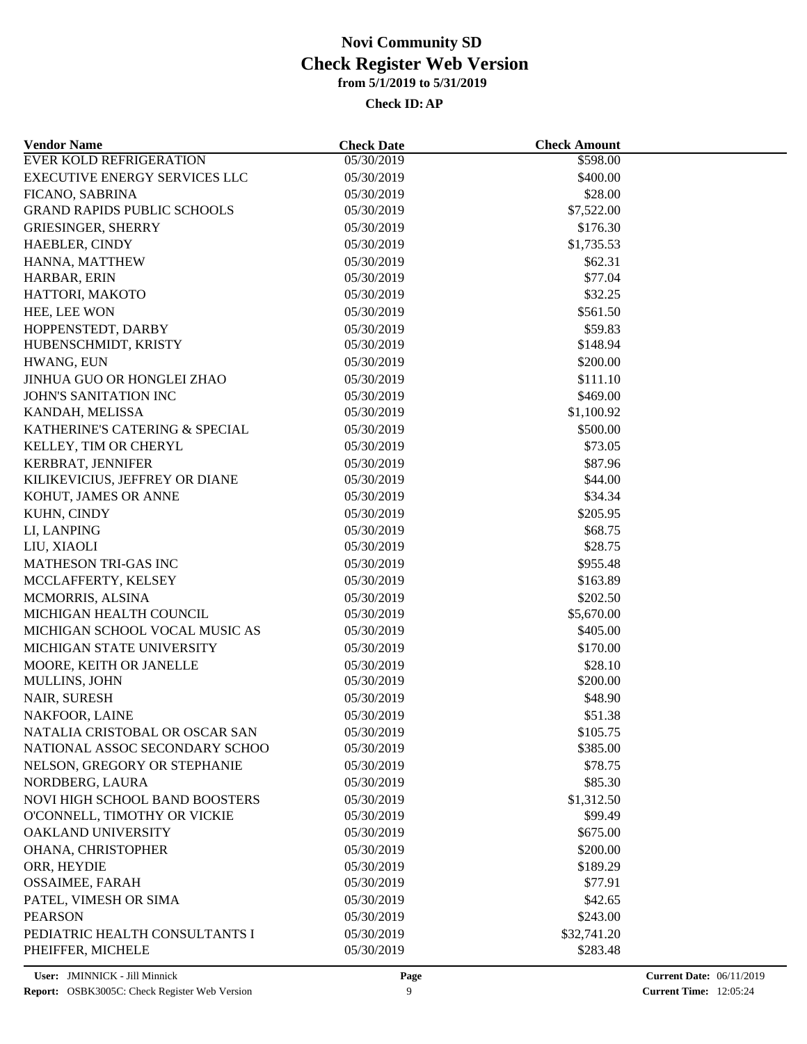# Novi Community SD
## Check Register Web Version
### from 5/1/2019 to 5/31/2019

**Check ID: AP**

| Vendor Name | Check Date | Check Amount |
|---|---|---|
| EVER KOLD REFRIGERATION | 05/30/2019 | $598.00 |
| EXECUTIVE ENERGY SERVICES LLC | 05/30/2019 | $400.00 |
| FICANO, SABRINA | 05/30/2019 | $28.00 |
| GRAND RAPIDS PUBLIC SCHOOLS | 05/30/2019 | $7,522.00 |
| GRIESINGER, SHERRY | 05/30/2019 | $176.30 |
| HAEBLER, CINDY | 05/30/2019 | $1,735.53 |
| HANNA, MATTHEW | 05/30/2019 | $62.31 |
| HARBAR, ERIN | 05/30/2019 | $77.04 |
| HATTORI, MAKOTO | 05/30/2019 | $32.25 |
| HEE, LEE WON | 05/30/2019 | $561.50 |
| HOPPENSTEDT, DARBY | 05/30/2019 | $59.83 |
| HUBENSCHMIDT, KRISTY | 05/30/2019 | $148.94 |
| HWANG, EUN | 05/30/2019 | $200.00 |
| JINHUA GUO OR HONGLEI ZHAO | 05/30/2019 | $111.10 |
| JOHN'S SANITATION INC | 05/30/2019 | $469.00 |
| KANDAH, MELISSA | 05/30/2019 | $1,100.92 |
| KATHERINE'S CATERING & SPECIAL | 05/30/2019 | $500.00 |
| KELLEY, TIM OR CHERYL | 05/30/2019 | $73.05 |
| KERBRAT, JENNIFER | 05/30/2019 | $87.96 |
| KILIKEVICIUS, JEFFREY OR DIANE | 05/30/2019 | $44.00 |
| KOHUT, JAMES OR ANNE | 05/30/2019 | $34.34 |
| KUHN, CINDY | 05/30/2019 | $205.95 |
| LI, LANPING | 05/30/2019 | $68.75 |
| LIU, XIAOLI | 05/30/2019 | $28.75 |
| MATHESON TRI-GAS INC | 05/30/2019 | $955.48 |
| MCCLAFFERTY, KELSEY | 05/30/2019 | $163.89 |
| MCMORRIS, ALSINA | 05/30/2019 | $202.50 |
| MICHIGAN HEALTH COUNCIL | 05/30/2019 | $5,670.00 |
| MICHIGAN SCHOOL VOCAL MUSIC AS | 05/30/2019 | $405.00 |
| MICHIGAN STATE UNIVERSITY | 05/30/2019 | $170.00 |
| MOORE, KEITH OR JANELLE | 05/30/2019 | $28.10 |
| MULLINS, JOHN | 05/30/2019 | $200.00 |
| NAIR, SURESH | 05/30/2019 | $48.90 |
| NAKFOOR, LAINE | 05/30/2019 | $51.38 |
| NATALIA CRISTOBAL OR OSCAR SAN | 05/30/2019 | $105.75 |
| NATIONAL ASSOC SECONDARY SCHOO | 05/30/2019 | $385.00 |
| NELSON, GREGORY OR STEPHANIE | 05/30/2019 | $78.75 |
| NORDBERG, LAURA | 05/30/2019 | $85.30 |
| NOVI HIGH SCHOOL BAND BOOSTERS | 05/30/2019 | $1,312.50 |
| O'CONNELL, TIMOTHY OR VICKIE | 05/30/2019 | $99.49 |
| OAKLAND UNIVERSITY | 05/30/2019 | $675.00 |
| OHANA, CHRISTOPHER | 05/30/2019 | $200.00 |
| ORR, HEYDIE | 05/30/2019 | $189.29 |
| OSSAIMEE, FARAH | 05/30/2019 | $77.91 |
| PATEL, VIMESH OR SIMA | 05/30/2019 | $42.65 |
| PEARSON | 05/30/2019 | $243.00 |
| PEDIATRIC HEALTH CONSULTANTS I | 05/30/2019 | $32,741.20 |
| PHEIFFER, MICHELE | 05/30/2019 | $283.48 |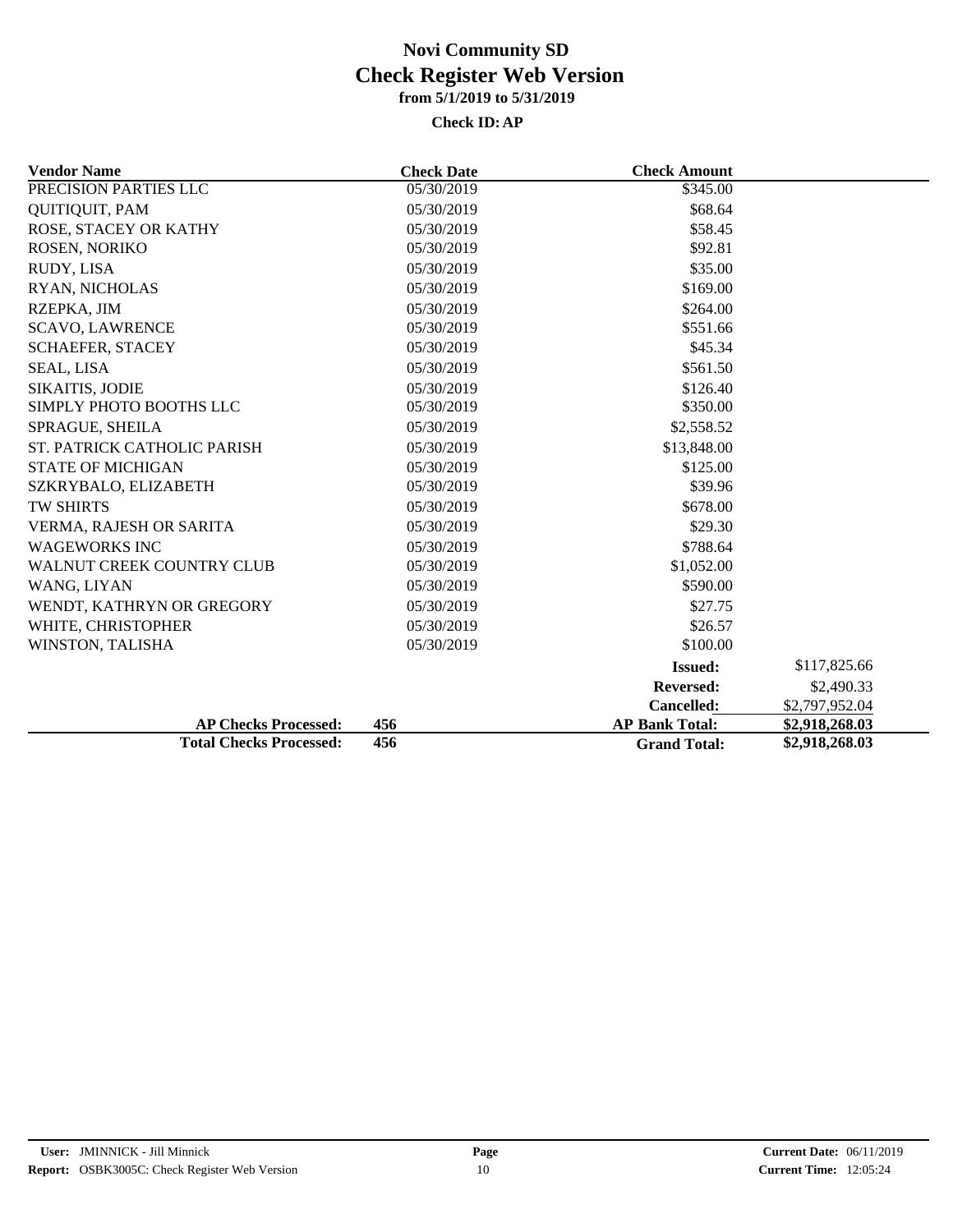# Novi Community SD

## Check Register Web Version

**from 5/1/2019 to 5/31/2019**

**Check ID: AP**

| Vendor Name | Check Date | Check Amount | |
|---|---|---|---|
| PRECISION PARTIES LLC | 05/30/2019 | $345.00 | |
| QUITIQUIT, PAM | 05/30/2019 | $68.64 | |
| ROSE, STACEY OR KATHY | 05/30/2019 | $58.45 | |
| ROSEN, NORIKO | 05/30/2019 | $92.81 | |
| RUDY, LISA | 05/30/2019 | $35.00 | |
| RYAN, NICHOLAS | 05/30/2019 | $169.00 | |
| RZEPKA, JIM | 05/30/2019 | $264.00 | |
| SCAVO, LAWRENCE | 05/30/2019 | $551.66 | |
| SCHAEFER, STACEY | 05/30/2019 | $45.34 | |
| SEAL, LISA | 05/30/2019 | $561.50 | |
| SIKAITIS, JODIE | 05/30/2019 | $126.40 | |
| SIMPLY PHOTO BOOTHS LLC | 05/30/2019 | $350.00 | |
| SPRAGUE, SHEILA | 05/30/2019 | $2,558.52 | |
| ST. PATRICK CATHOLIC PARISH | 05/30/2019 | $13,848.00 | |
| STATE OF MICHIGAN | 05/30/2019 | $125.00 | |
| SZKRYBALO, ELIZABETH | 05/30/2019 | $39.96 | |
| TW SHIRTS | 05/30/2019 | $678.00 | |
| VERMA, RAJESH OR SARITA | 05/30/2019 | $29.30 | |
| WAGEWORKS INC | 05/30/2019 | $788.64 | |
| WALNUT CREEK COUNTRY CLUB | 05/30/2019 | $1,052.00 | |
| WANG, LIYAN | 05/30/2019 | $590.00 | |
| WENDT, KATHRYN OR GREGORY | 05/30/2019 | $27.75 | |
| WHITE, CHRISTOPHER | 05/30/2019 | $26.57 | |
| WINSTON, TALISHA | 05/30/2019 | $100.00 | |
| | | **Issued:** | $117,825.66 |
| | | **Reversed:** | $2,490.33 |
| | | **Cancelled:** | $2,797,952.04 |
| **AP Checks Processed:** | **456** | **AP Bank Total:** | **$2,918,268.03** |
| **Total Checks Processed:** | **456** | **Grand Total:** | **$2,918,268.03** |

**User:** JMINNICK - Jill Minnick
**Report:** OSBK3005C: Check Register Web Version
**Current Date:** 06/11/2019
**Current Time:** 12:05:24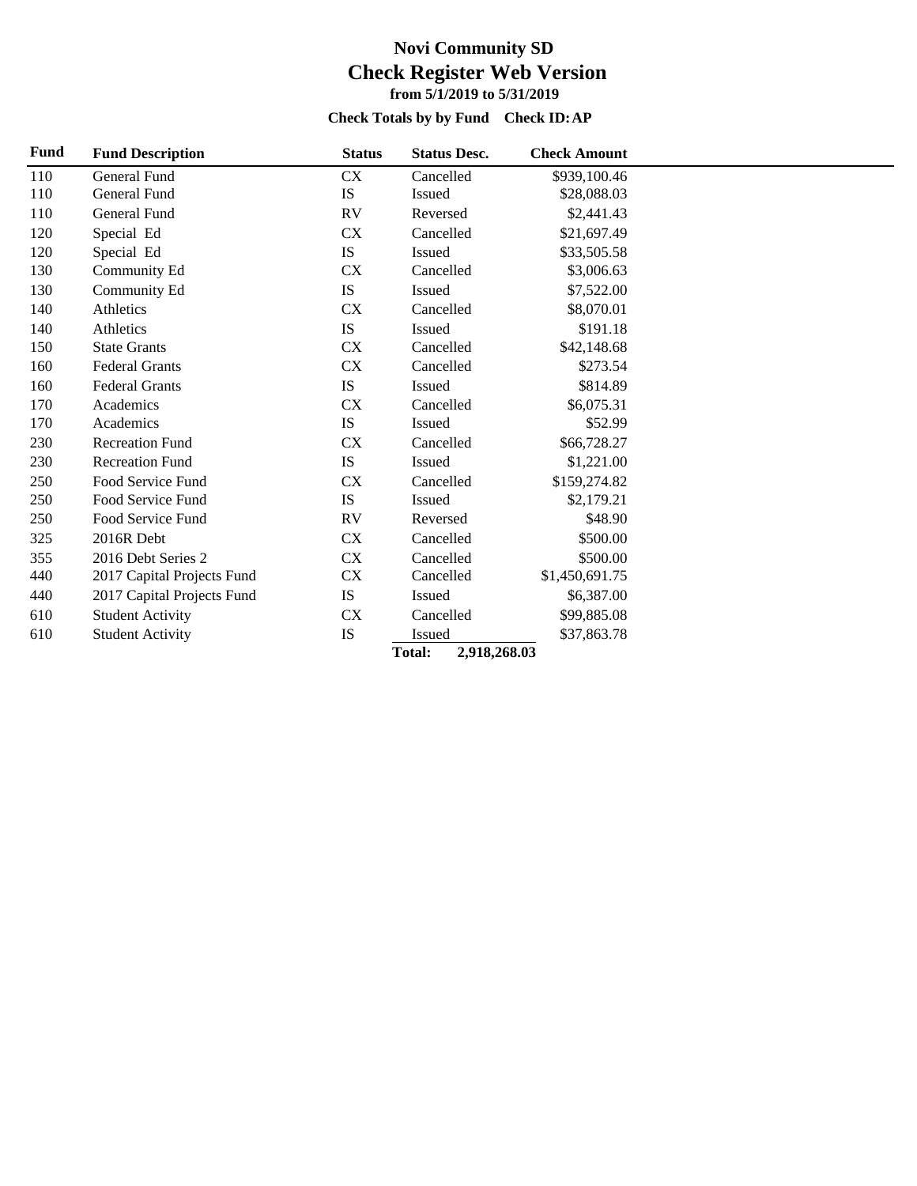# Novi Community SD

## Check Register Web Version

**from 5/1/2019 to 5/31/2019**

**Check Totals by by Fund    Check ID: AP**

| Fund | Fund Description | Status | Status Desc. | Check Amount |
|---|---|---|---|---|
| 110 | General Fund | CX | Cancelled | $939,100.46 |
| 110 | General Fund | IS | Issued | $28,088.03 |
| 110 | General Fund | RV | Reversed | $2,441.43 |
| 120 | Special Ed | CX | Cancelled | $21,697.49 |
| 120 | Special Ed | IS | Issued | $33,505.58 |
| 130 | Community Ed | CX | Cancelled | $3,006.63 |
| 130 | Community Ed | IS | Issued | $7,522.00 |
| 140 | Athletics | CX | Cancelled | $8,070.01 |
| 140 | Athletics | IS | Issued | $191.18 |
| 150 | State Grants | CX | Cancelled | $42,148.68 |
| 160 | Federal Grants | CX | Cancelled | $273.54 |
| 160 | Federal Grants | IS | Issued | $814.89 |
| 170 | Academics | CX | Cancelled | $6,075.31 |
| 170 | Academics | IS | Issued | $52.99 |
| 230 | Recreation Fund | CX | Cancelled | $66,728.27 |
| 230 | Recreation Fund | IS | Issued | $1,221.00 |
| 250 | Food Service Fund | CX | Cancelled | $159,274.82 |
| 250 | Food Service Fund | IS | Issued | $2,179.21 |
| 250 | Food Service Fund | RV | Reversed | $48.90 |
| 325 | 2016R Debt | CX | Cancelled | $500.00 |
| 355 | 2016 Debt Series 2 | CX | Cancelled | $500.00 |
| 440 | 2017 Capital Projects Fund | CX | Cancelled | $1,450,691.75 |
| 440 | 2017 Capital Projects Fund | IS | Issued | $6,387.00 |
| 610 | Student Activity | CX | Cancelled | $99,885.08 |
| 610 | Student Activity | IS | Issued | $37,863.78 |
| | | | **Total:** | **2,918,268.03** |